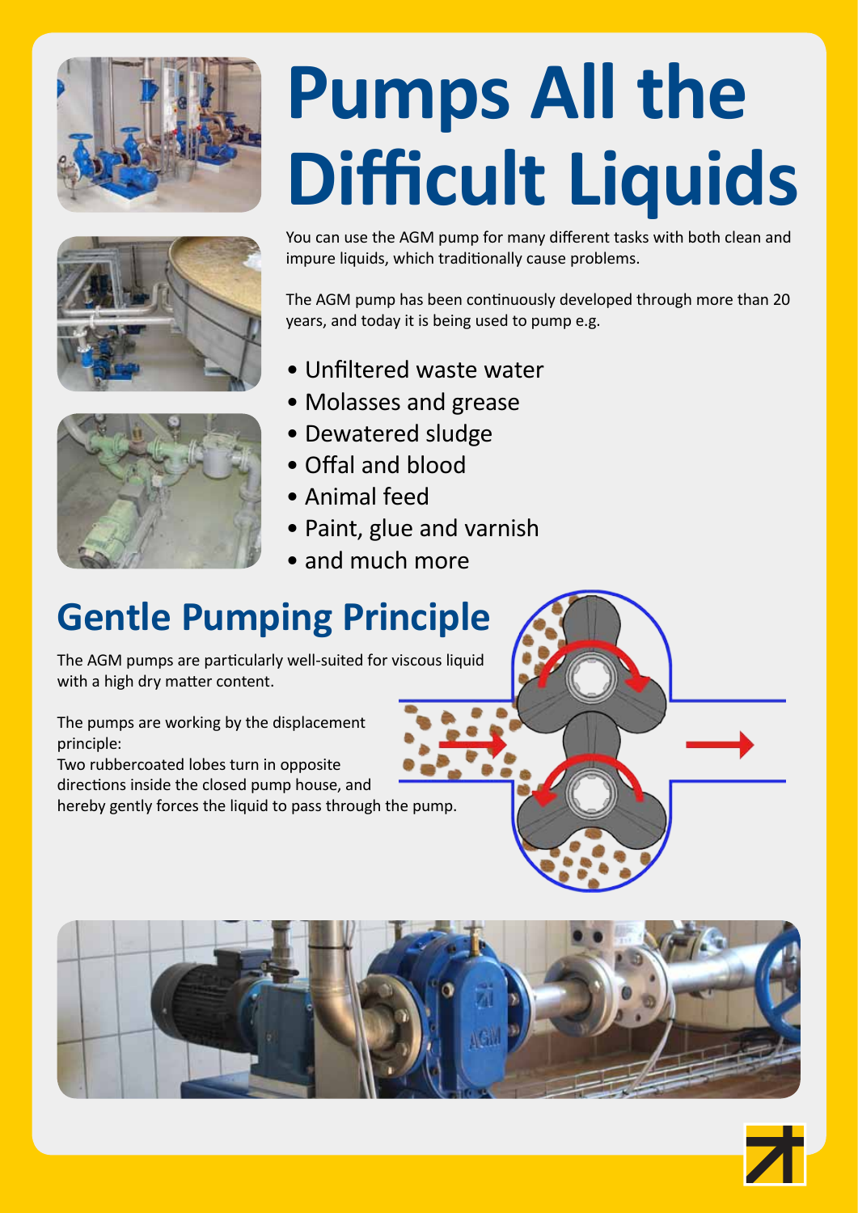# Pumps All the Difficult Liquids

You can use the AGM pump for many different tasks with both clean and impure liquids, which traditionally cause problems.

The AGM pump has been continuously developed through more than 20 years, and today it is being used to pump e.g.

- Unfiltered waste water
- Molasses and grease
- Dewatered sludge
- Offal and blood
- Animal feed
- Paint, glue and varnish
- and much more

## Gentle Pumping Principle

The AGM pumps are particularly well-suited for viscous liquid with a high dry matter content.

The pumps are working by the displacement principle:
Two rubbercoated lobes turn in opposite directions inside the closed pump house, and hereby gently forces the liquid to pass through the pump.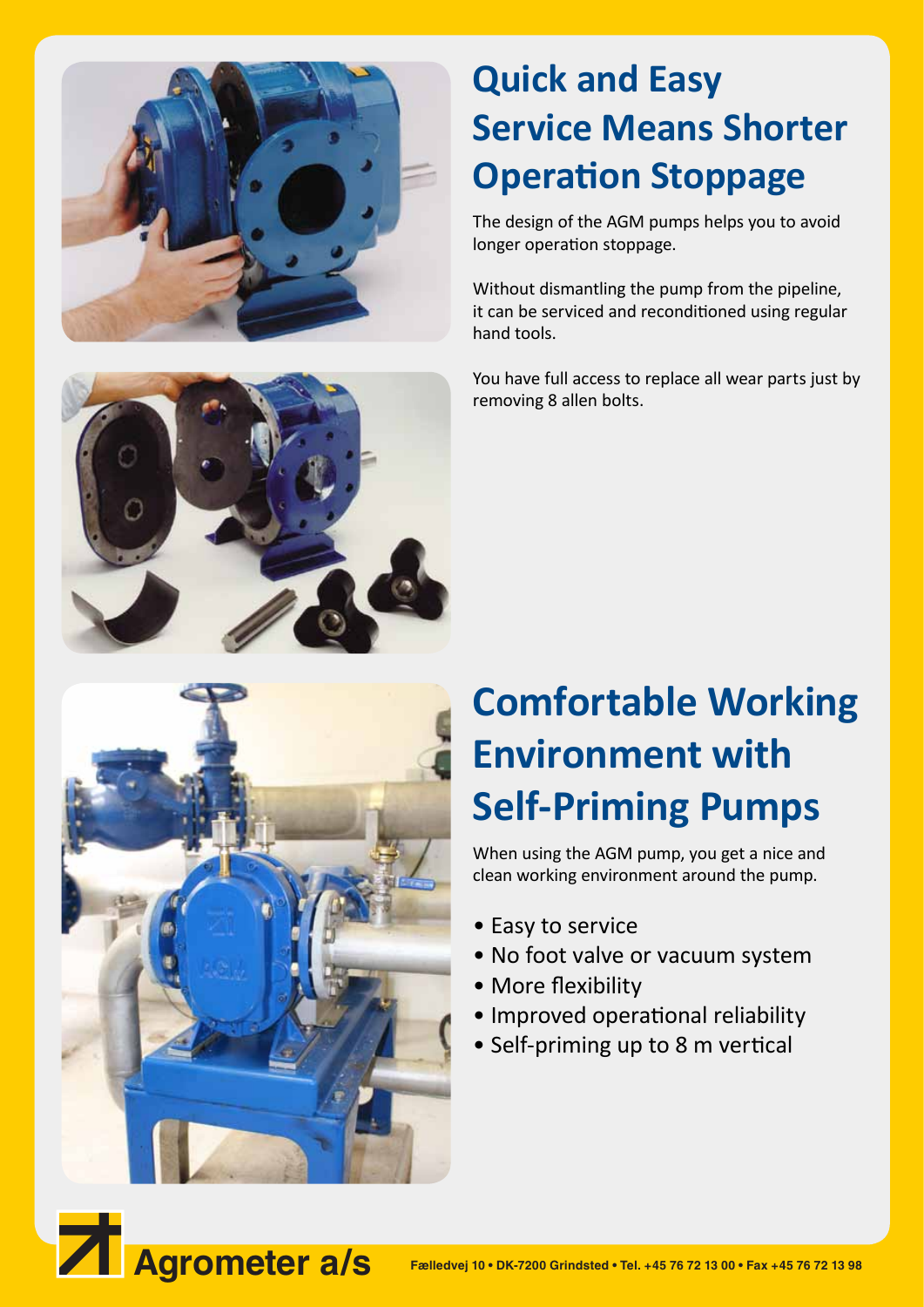# Quick and Easy Service Means Shorter Operation Stoppage

The design of the AGM pumps helps you to avoid longer operation stoppage.

Without dismantling the pump from the pipeline, it can be serviced and reconditioned using regular hand tools.

You have full access to replace all wear parts just by removing 8 allen bolts.

# Comfortable Working Environment with Self-Priming Pumps

When using the AGM pump, you get a nice and clean working environment around the pump.

- Easy to service
- No foot valve or vacuum system
- More flexibility
- Improved operational reliability
- Self-priming up to 8 m vertical

**Agrometer a/s** Fælledvej 10 • DK-7200 Grindsted • Tel. +45 76 72 13 00 • Fax +45 76 72 13 98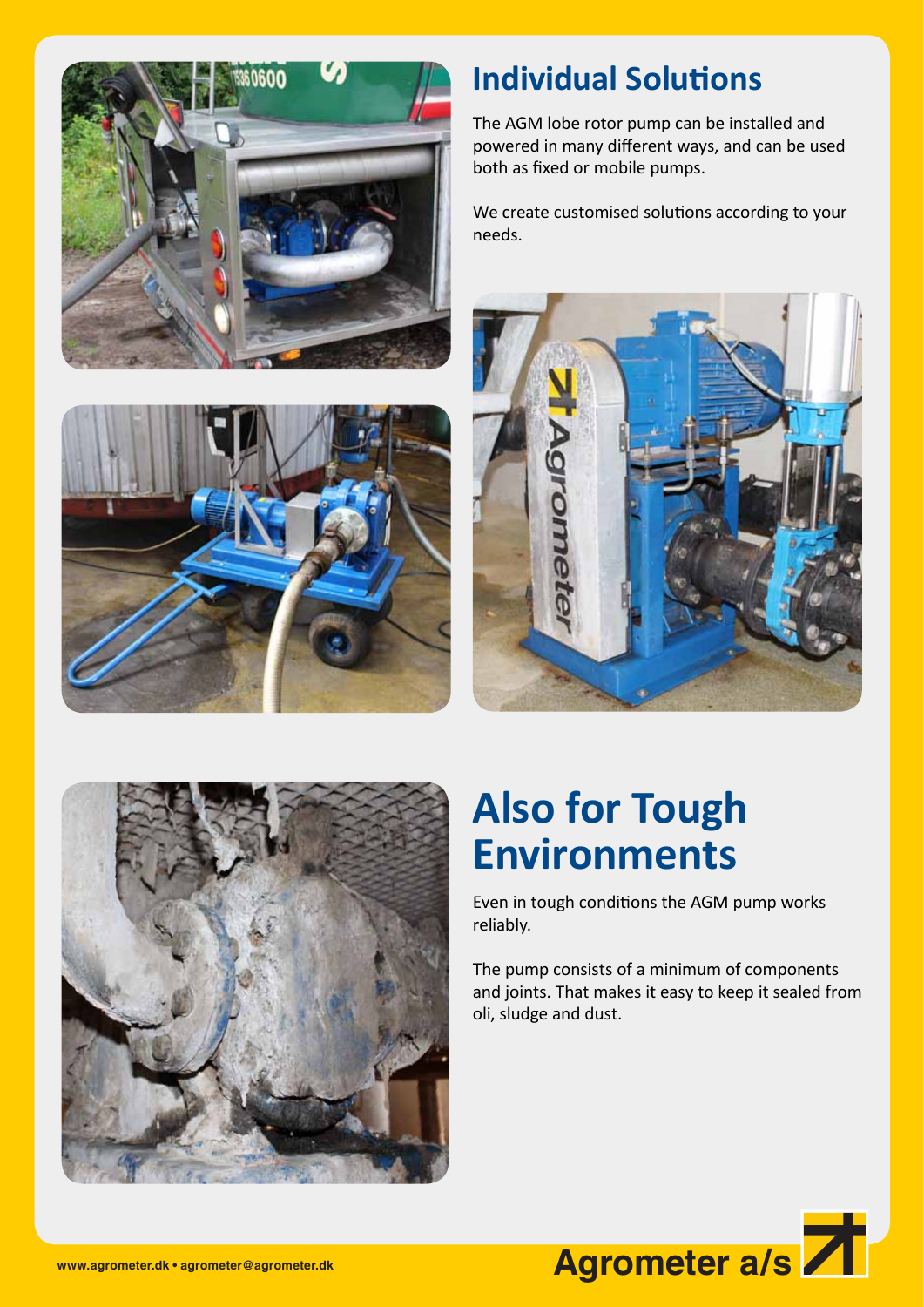## Individual Solutions

The AGM lobe rotor pump can be installed and powered in many different ways, and can be used both as fixed or mobile pumps.

We create customised solutions according to your needs.

## Also for Tough Environments

Even in tough conditions the AGM pump works reliably.

The pump consists of a minimum of components and joints. That makes it easy to keep it sealed from oli, sludge and dust.

www.agrometer.dk • agrometer@agrometer.dk

Agrometer a/s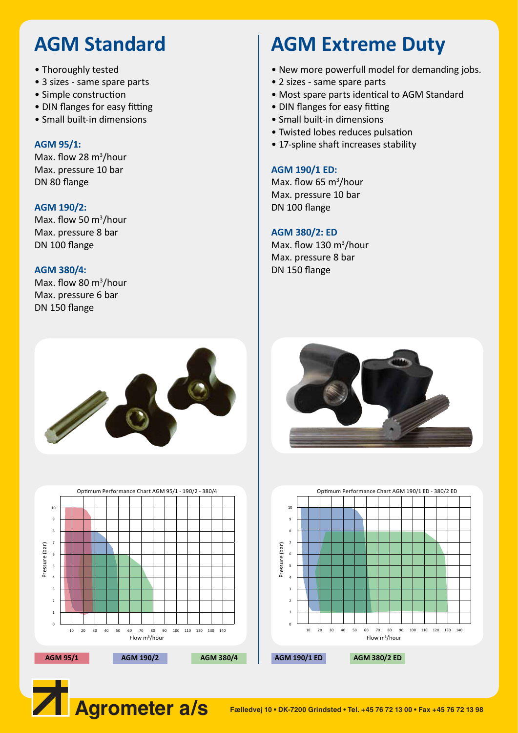## AGM Standard

- Thoroughly tested
- 3 sizes - same spare parts
- Simple construction
- DIN flanges for easy fitting
- Small built-in dimensions

**AGM 95/1:**
Max. flow 28 $m^3$/hour
Max. pressure 10 bar
DN 80 flange

**AGM 190/2:**
Max. flow 50 $m^3$/hour
Max. pressure 8 bar
DN 100 flange

**AGM 380/4:**
Max. flow 80 $m^3$/hour
Max. pressure 6 bar
DN 150 flange

Optimum Performance Chart AGM 95/1 - 190/2 - 380/4

Pressure (bar) / Flow $m^3$/hour

**AGM 95/1** **AGM 190/2** **AGM 380/4**

## AGM Extreme Duty

- New more powerfull model for demanding jobs.
- 2 sizes - same spare parts
- Most spare parts identical to AGM Standard
- DIN flanges for easy fitting
- Small built-in dimensions
- Twisted lobes reduces pulsation
- 17-spline shaft increases stability

**AGM 190/1 ED:**
Max. flow 65 $m^3$/hour
Max. pressure 10 bar
DN 100 flange

**AGM 380/2: ED**
Max. flow 130 $m^3$/hour
Max. pressure 8 bar
DN 150 flange

Optimum Performance Chart AGM 190/1 ED - 380/2 ED

Pressure (bar) / Flow $m^3$/hour

**AGM 190/1 ED** **AGM 380/2 ED**

**Agrometer a/s** Fælledvej 10 • DK-7200 Grindsted • Tel. +45 76 72 13 00 • Fax +45 76 72 13 98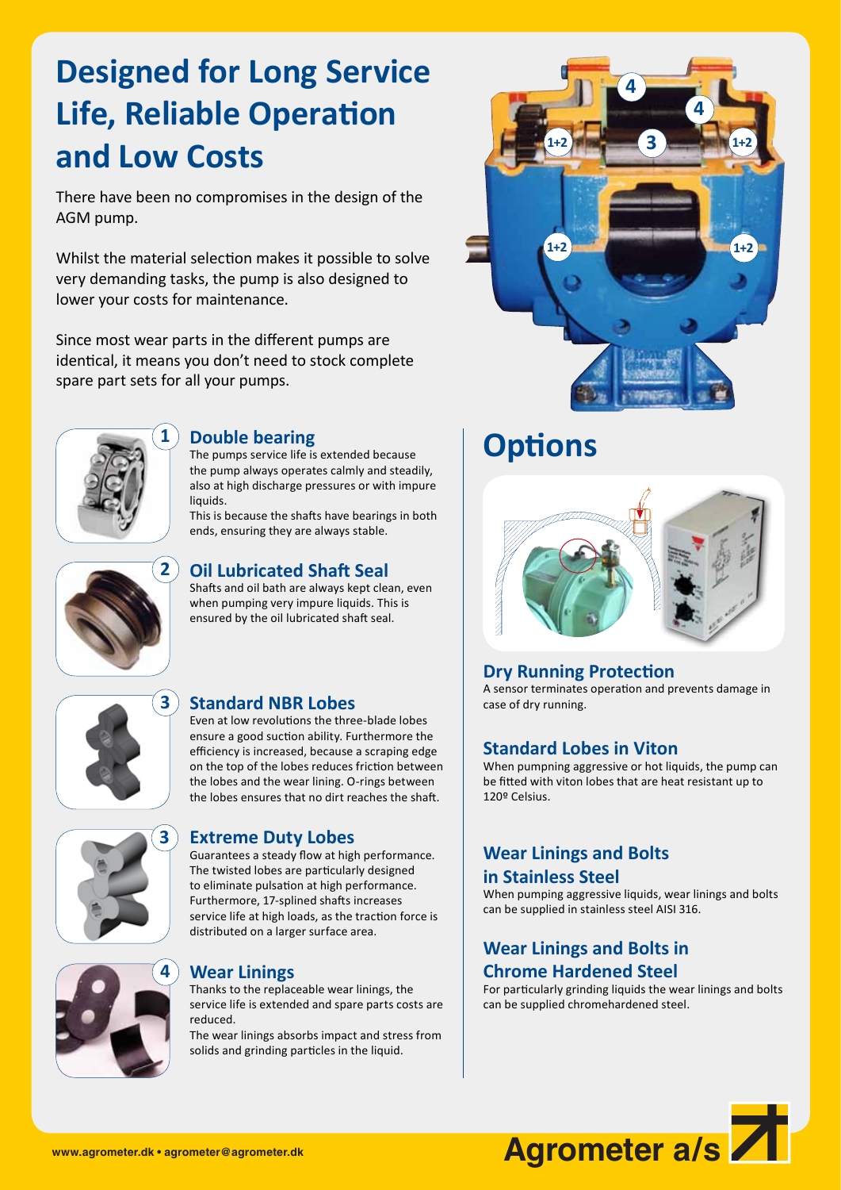# Designed for Long Service Life, Reliable Operation and Low Costs

There have been no compromises in the design of the AGM pump.

Whilst the material selection makes it possible to solve very demanding tasks, the pump is also designed to lower your costs for maintenance.

Since most wear parts in the different pumps are identical, it means you don't need to stock complete spare part sets for all your pumps.

### 1 Double bearing

The pumps service life is extended because the pump always operates calmly and steadily, also at high discharge pressures or with impure liquids.
This is because the shafts have bearings in both ends, ensuring they are always stable.

### 2 Oil Lubricated Shaft Seal

Shafts and oil bath are always kept clean, even when pumping very impure liquids. This is ensured by the oil lubricated shaft seal.

### 3 Standard NBR Lobes

Even at low revolutions the three-blade lobes ensure a good suction ability. Furthermore the efficiency is increased, because a scraping edge on the top of the lobes reduces friction between the lobes and the wear lining. O-rings between the lobes ensures that no dirt reaches the shaft.

### 3 Extreme Duty Lobes

Guarantees a steady flow at high performance. The twisted lobes are particularly designed to eliminate pulsation at high performance. Furthermore, 17-splined shafts increases service life at high loads, as the traction force is distributed on a larger surface area.

### 4 Wear Linings

Thanks to the replaceable wear linings, the service life is extended and spare parts costs are reduced.
The wear linings absorbs impact and stress from solids and grinding particles in the liquid.

## Options

### Dry Running Protection

A sensor terminates operation and prevents damage in case of dry running.

### Standard Lobes in Viton

When pumpning aggressive or hot liquids, the pump can be fitted with viton lobes that are heat resistant up to 120º Celsius.

### Wear Linings and Bolts in Stainless Steel

When pumping aggressive liquids, wear linings and bolts can be supplied in stainless steel AISI 316.

### Wear Linings and Bolts in Chrome Hardened Steel

For particularly grinding liquids the wear linings and bolts can be supplied chromehardened steel.

www.agrometer.dk • agrometer@agrometer.dk

Agrometer a/s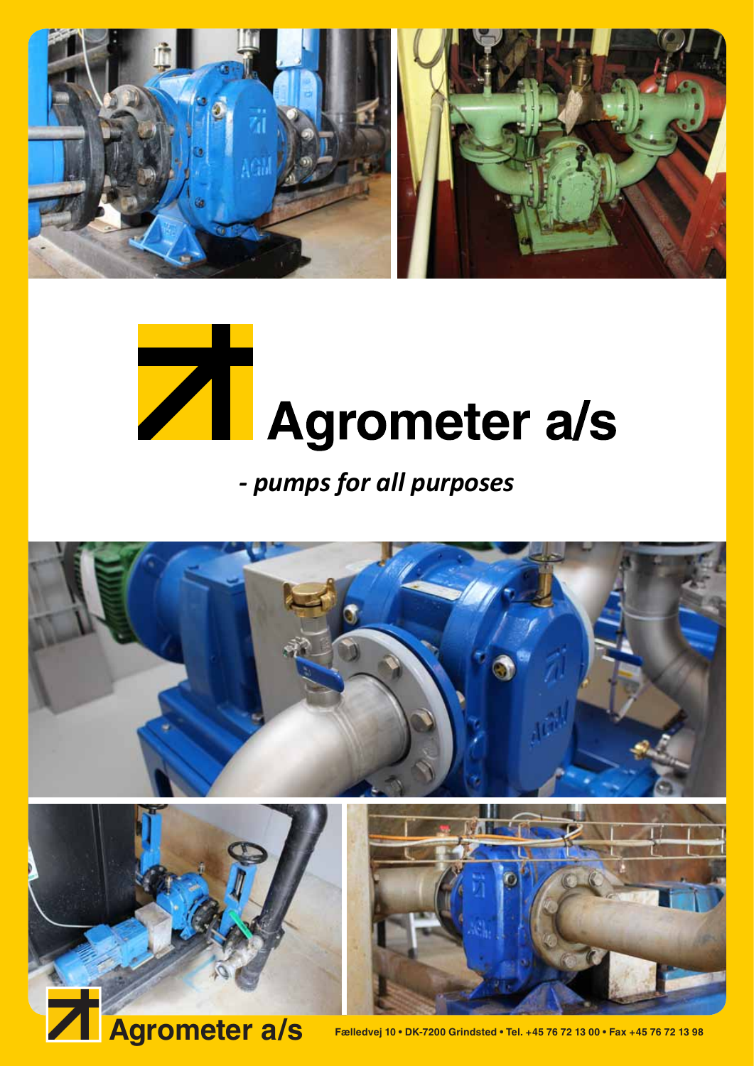# Agrometer a/s

*- pumps for all purposes*

**Agrometer a/s**

Fælledvej 10 • DK-7200 Grindsted • Tel. +45 76 72 13 00 • Fax +45 76 72 13 98